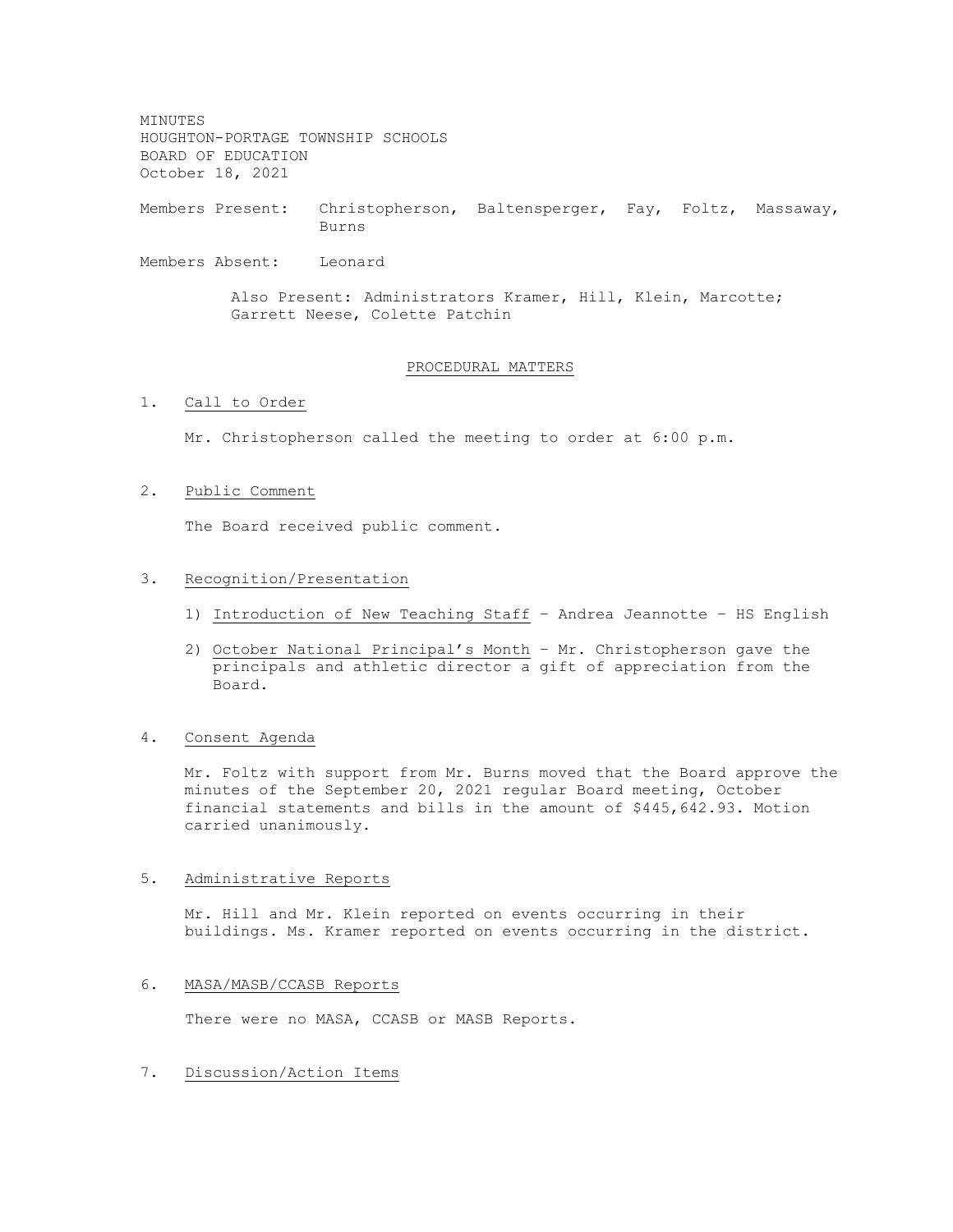MINUTES
HOUGHTON-PORTAGE TOWNSHIP SCHOOLS
BOARD OF EDUCATION
October 18, 2021

Members Present: Christopherson, Baltensperger, Fay, Foltz, Massaway, Burns

Members Absent: Leonard

Also Present: Administrators Kramer, Hill, Klein, Marcotte; Garrett Neese, Colette Patchin

## PROCEDURAL MATTERS

1. Call to Order

   Mr. Christopherson called the meeting to order at 6:00 p.m.

2. Public Comment

   The Board received public comment.

3. Recognition/Presentation

   1) Introduction of New Teaching Staff – Andrea Jeannotte – HS English

   2) October National Principal's Month – Mr. Christopherson gave the principals and athletic director a gift of appreciation from the Board.

4. Consent Agenda

   Mr. Foltz with support from Mr. Burns moved that the Board approve the minutes of the September 20, 2021 regular Board meeting, October financial statements and bills in the amount of $445,642.93. Motion carried unanimously.

5. Administrative Reports

   Mr. Hill and Mr. Klein reported on events occurring in their buildings. Ms. Kramer reported on events occurring in the district.

6. MASA/MASB/CCASB Reports

   There were no MASA, CCASB or MASB Reports.

7. Discussion/Action Items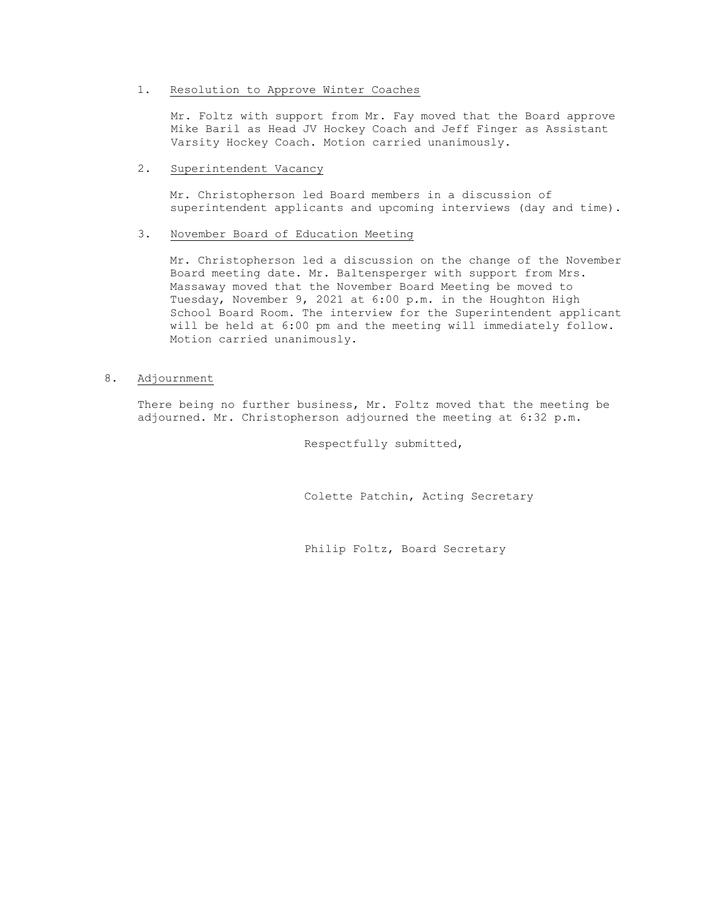1. Resolution to Approve Winter Coaches

   Mr. Foltz with support from Mr. Fay moved that the Board approve Mike Baril as Head JV Hockey Coach and Jeff Finger as Assistant Varsity Hockey Coach. Motion carried unanimously.

2. Superintendent Vacancy

   Mr. Christopherson led Board members in a discussion of superintendent applicants and upcoming interviews (day and time).

3. November Board of Education Meeting

   Mr. Christopherson led a discussion on the change of the November Board meeting date. Mr. Baltensperger with support from Mrs. Massaway moved that the November Board Meeting be moved to Tuesday, November 9, 2021 at 6:00 p.m. in the Houghton High School Board Room. The interview for the Superintendent applicant will be held at 6:00 pm and the meeting will immediately follow. Motion carried unanimously.

8. Adjournment

There being no further business, Mr. Foltz moved that the meeting be adjourned. Mr. Christopherson adjourned the meeting at 6:32 p.m.

Respectfully submitted,

Colette Patchin, Acting Secretary

Philip Foltz, Board Secretary